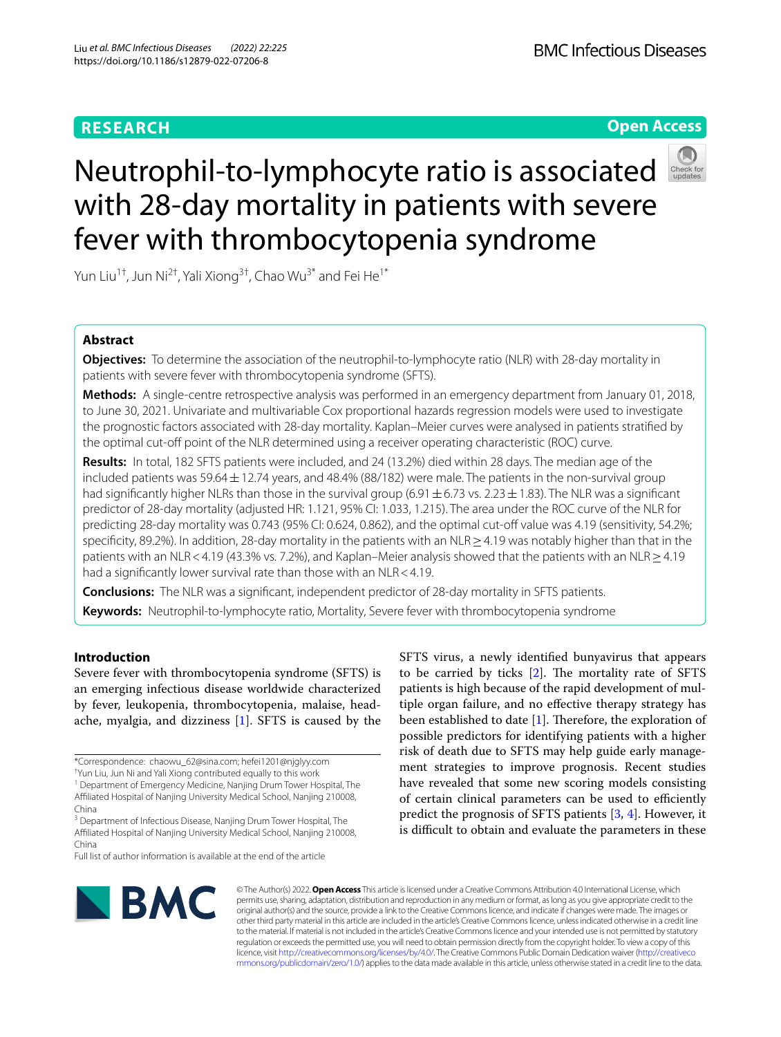# Neutrophil-to-lymphocyte ratio is associated with 28-day mortality in patients with severe fever with thrombocytopenia syndrome

Yun Liu[1†], Jun Ni[2†], Yali Xiong[3†], Chao Wu[3*] and Fei He[1*]

## Abstract

**Objectives:** To determine the association of the neutrophil-to-lymphocyte ratio (NLR) with 28-day mortality in patients with severe fever with thrombocytopenia syndrome (SFTS).

**Methods:** A single-centre retrospective analysis was performed in an emergency department from January 01, 2018, to June 30, 2021. Univariate and multivariable Cox proportional hazards regression models were used to investigate the prognostic factors associated with 28-day mortality. Kaplan–Meier curves were analysed in patients stratified by the optimal cut-off point of the NLR determined using a receiver operating characteristic (ROC) curve.

**Results:** In total, 182 SFTS patients were included, and 24 (13.2%) died within 28 days. The median age of the included patients was 59.64 ± 12.74 years, and 48.4% (88/182) were male. The patients in the non-survival group had significantly higher NLRs than those in the survival group (6.91 ± 6.73 vs. 2.23 ± 1.83). The NLR was a significant predictor of 28-day mortality (adjusted HR: 1.121, 95% CI: 1.033, 1.215). The area under the ROC curve of the NLR for predicting 28-day mortality was 0.743 (95% CI: 0.624, 0.862), and the optimal cut-off value was 4.19 (sensitivity, 54.2%; specificity, 89.2%). In addition, 28-day mortality in the patients with an NLR ≥ 4.19 was notably higher than that in the patients with an NLR < 4.19 (43.3% vs. 7.2%), and Kaplan–Meier analysis showed that the patients with an NLR ≥ 4.19 had a significantly lower survival rate than those with an NLR < 4.19.

**Conclusions:** The NLR was a significant, independent predictor of 28-day mortality in SFTS patients.

**Keywords:** Neutrophil-to-lymphocyte ratio, Mortality, Severe fever with thrombocytopenia syndrome

## Introduction

Severe fever with thrombocytopenia syndrome (SFTS) is an emerging infectious disease worldwide characterized by fever, leukopenia, thrombocytopenia, malaise, headache, myalgia, and dizziness [1]. SFTS is caused by the SFTS virus, a newly identified bunyavirus that appears to be carried by ticks [2]. The mortality rate of SFTS patients is high because of the rapid development of multiple organ failure, and no effective therapy strategy has been established to date [1]. Therefore, the exploration of possible predictors for identifying patients with a higher risk of death due to SFTS may help guide early management strategies to improve prognosis. Recent studies have revealed that some new scoring models consisting of certain clinical parameters can be used to efficiently predict the prognosis of SFTS patients [3, 4]. However, it is difficult to obtain and evaluate the parameters in these

*Correspondence: chaowu_62@sina.com; hefei1201@njglyy.com

†Yun Liu, Jun Ni and Yali Xiong contributed equally to this work

[1] Department of Emergency Medicine, Nanjing Drum Tower Hospital, The Affiliated Hospital of Nanjing University Medical School, Nanjing 210008, China

[3] Department of Infectious Disease, Nanjing Drum Tower Hospital, The Affiliated Hospital of Nanjing University Medical School, Nanjing 210008, China

Full list of author information is available at the end of the article

© The Author(s) 2022. **Open Access** This article is licensed under a Creative Commons Attribution 4.0 International License, which permits use, sharing, adaptation, distribution and reproduction in any medium or format, as long as you give appropriate credit to the original author(s) and the source, provide a link to the Creative Commons licence, and indicate if changes were made. The images or other third party material in this article are included in the article's Creative Commons licence, unless indicated otherwise in a credit line to the material. If material is not included in the article's Creative Commons licence and your intended use is not permitted by statutory regulation or exceeds the permitted use, you will need to obtain permission directly from the copyright holder. To view a copy of this licence, visit http://creativecommons.org/licenses/by/4.0/. The Creative Commons Public Domain Dedication waiver (http://creativecommons.org/publicdomain/zero/1.0/) applies to the data made available in this article, unless otherwise stated in a credit line to the data.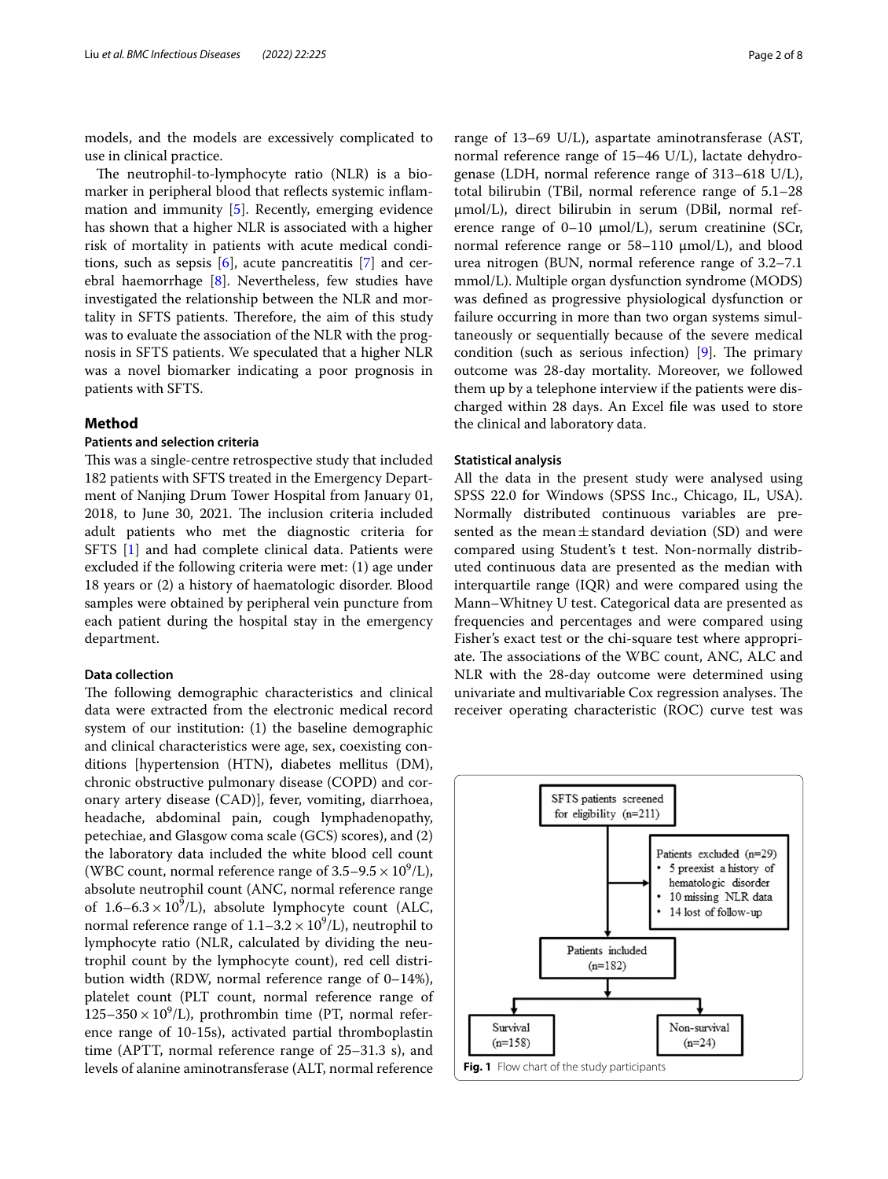models, and the models are excessively complicated to use in clinical practice.

The neutrophil-to-lymphocyte ratio (NLR) is a biomarker in peripheral blood that reflects systemic inflammation and immunity [5]. Recently, emerging evidence has shown that a higher NLR is associated with a higher risk of mortality in patients with acute medical conditions, such as sepsis [6], acute pancreatitis [7] and cerebral haemorrhage [8]. Nevertheless, few studies have investigated the relationship between the NLR and mortality in SFTS patients. Therefore, the aim of this study was to evaluate the association of the NLR with the prognosis in SFTS patients. We speculated that a higher NLR was a novel biomarker indicating a poor prognosis in patients with SFTS.

## Method

### Patients and selection criteria

This was a single-centre retrospective study that included 182 patients with SFTS treated in the Emergency Department of Nanjing Drum Tower Hospital from January 01, 2018, to June 30, 2021. The inclusion criteria included adult patients who met the diagnostic criteria for SFTS [1] and had complete clinical data. Patients were excluded if the following criteria were met: (1) age under 18 years or (2) a history of haematologic disorder. Blood samples were obtained by peripheral vein puncture from each patient during the hospital stay in the emergency department.

### Data collection

The following demographic characteristics and clinical data were extracted from the electronic medical record system of our institution: (1) the baseline demographic and clinical characteristics were age, sex, coexisting conditions [hypertension (HTN), diabetes mellitus (DM), chronic obstructive pulmonary disease (COPD) and coronary artery disease (CAD)], fever, vomiting, diarrhoea, headache, abdominal pain, cough lymphadenopathy, petechiae, and Glasgow coma scale (GCS) scores), and (2) the laboratory data included the white blood cell count (WBC count, normal reference range of $3.5–9.5 \times 10^9$/L), absolute neutrophil count (ANC, normal reference range of $1.6–6.3 \times 10^9$/L), absolute lymphocyte count (ALC, normal reference range of $1.1–3.2 \times 10^9$/L), neutrophil to lymphocyte ratio (NLR, calculated by dividing the neutrophil count by the lymphocyte count), red cell distribution width (RDW, normal reference range of 0–14%), platelet count (PLT count, normal reference range of $125–350 \times 10^9$/L), prothrombin time (PT, normal reference range of 10-15s), activated partial thromboplastin time (APTT, normal reference range of 25–31.3 s), and levels of alanine aminotransferase (ALT, normal reference range of 13–69 U/L), aspartate aminotransferase (AST, normal reference range of 15–46 U/L), lactate dehydrogenase (LDH, normal reference range of 313–618 U/L), total bilirubin (TBil, normal reference range of 5.1–28 μmol/L), direct bilirubin in serum (DBil, normal reference range of 0–10 μmol/L), serum creatinine (SCr, normal reference range or 58–110 μmol/L), and blood urea nitrogen (BUN, normal reference range of 3.2–7.1 mmol/L). Multiple organ dysfunction syndrome (MODS) was defined as progressive physiological dysfunction or failure occurring in more than two organ systems simultaneously or sequentially because of the severe medical condition (such as serious infection) [9]. The primary outcome was 28-day mortality. Moreover, we followed them up by a telephone interview if the patients were discharged within 28 days. An Excel file was used to store the clinical and laboratory data.

### Statistical analysis

All the data in the present study were analysed using SPSS 22.0 for Windows (SPSS Inc., Chicago, IL, USA). Normally distributed continuous variables are presented as the mean ± standard deviation (SD) and were compared using Student's t test. Non-normally distributed continuous data are presented as the median with interquartile range (IQR) and were compared using the Mann–Whitney U test. Categorical data are presented as frequencies and percentages and were compared using Fisher's exact test or the chi-square test where appropriate. The associations of the WBC count, ANC, ALC and NLR with the 28-day outcome were determined using univariate and multivariable Cox regression analyses. The receiver operating characteristic (ROC) curve test was

SFTS patients screened for eligibility (n=211)

Patients excluded (n=29)
- 5 preexist a history of hematologic disorder
- 10 missing NLR data
- 14 lost of follow-up

Patients included (n=182)

Survival (n=158)

Non-survival (n=24)

**Fig. 1** Flow chart of the study participants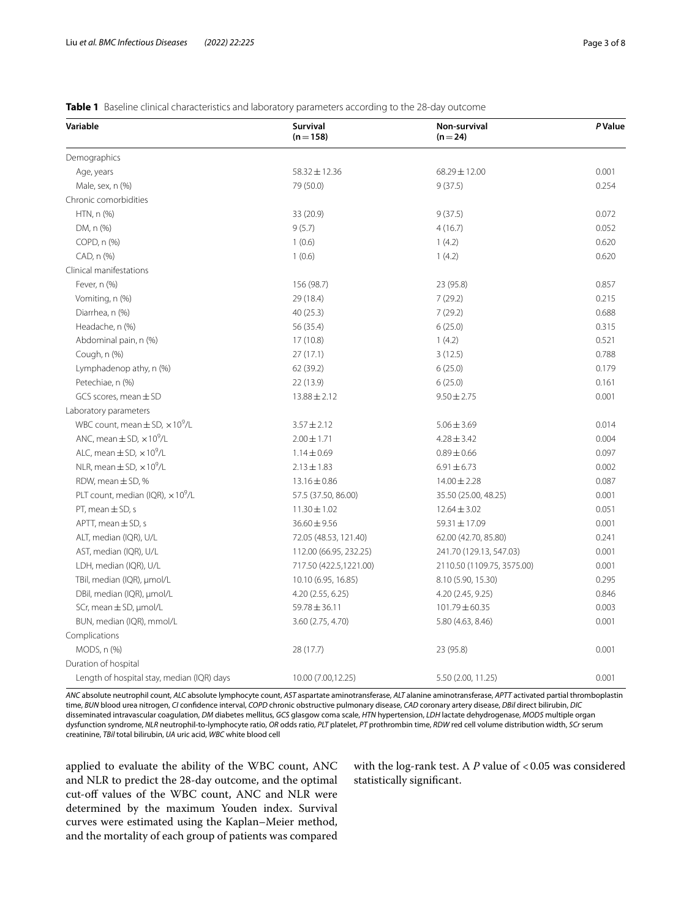**Table 1** Baseline clinical characteristics and laboratory parameters according to the 28-day outcome

| Variable | Survival (n = 158) | Non-survival (n = 24) | *P* Value |
|---|---|---|---|
| Demographics | | | |
| Age, years | 58.32 ± 12.36 | 68.29 ± 12.00 | 0.001 |
| Male, sex, n (%) | 79 (50.0) | 9 (37.5) | 0.254 |
| Chronic comorbidities | | | |
| HTN, n (%) | 33 (20.9) | 9 (37.5) | 0.072 |
| DM, n (%) | 9 (5.7) | 4 (16.7) | 0.052 |
| COPD, n (%) | 1 (0.6) | 1 (4.2) | 0.620 |
| CAD, n (%) | 1 (0.6) | 1 (4.2) | 0.620 |
| Clinical manifestations | | | |
| Fever, n (%) | 156 (98.7) | 23 (95.8) | 0.857 |
| Vomiting, n (%) | 29 (18.4) | 7 (29.2) | 0.215 |
| Diarrhea, n (%) | 40 (25.3) | 7 (29.2) | 0.688 |
| Headache, n (%) | 56 (35.4) | 6 (25.0) | 0.315 |
| Abdominal pain, n (%) | 17 (10.8) | 1 (4.2) | 0.521 |
| Cough, n (%) | 27 (17.1) | 3 (12.5) | 0.788 |
| Lymphadenop athy, n (%) | 62 (39.2) | 6 (25.0) | 0.179 |
| Petechiae, n (%) | 22 (13.9) | 6 (25.0) | 0.161 |
| GCS scores, mean ± SD | 13.88 ± 2.12 | 9.50 ± 2.75 | 0.001 |
| Laboratory parameters | | | |
| WBC count, mean ± SD, $\times 10^9$/L | 3.57 ± 2.12 | 5.06 ± 3.69 | 0.014 |
| ANC, mean ± SD, $\times 10^9$/L | 2.00 ± 1.71 | 4.28 ± 3.42 | 0.004 |
| ALC, mean ± SD, $\times 10^9$/L | 1.14 ± 0.69 | 0.89 ± 0.66 | 0.097 |
| NLR, mean ± SD, $\times 10^9$/L | 2.13 ± 1.83 | 6.91 ± 6.73 | 0.002 |
| RDW, mean ± SD, % | 13.16 ± 0.86 | 14.00 ± 2.28 | 0.087 |
| PLT count, median (IQR), $\times 10^9$/L | 57.5 (37.50, 86.00) | 35.50 (25.00, 48.25) | 0.001 |
| PT, mean ± SD, s | 11.30 ± 1.02 | 12.64 ± 3.02 | 0.051 |
| APTT, mean ± SD, s | 36.60 ± 9.56 | 59.31 ± 17.09 | 0.001 |
| ALT, median (IQR), U/L | 72.05 (48.53, 121.40) | 62.00 (42.70, 85.80) | 0.241 |
| AST, median (IQR), U/L | 112.00 (66.95, 232.25) | 241.70 (129.13, 547.03) | 0.001 |
| LDH, median (IQR), U/L | 717.50 (422.5,1221.00) | 2110.50 (1109.75, 3575.00) | 0.001 |
| TBil, median (IQR), μmol/L | 10.10 (6.95, 16.85) | 8.10 (5.90, 15.30) | 0.295 |
| DBil, median (IQR), μmol/L | 4.20 (2.55, 6.25) | 4.20 (2.45, 9.25) | 0.846 |
| SCr, mean ± SD, μmol/L | 59.78 ± 36.11 | 101.79 ± 60.35 | 0.003 |
| BUN, median (IQR), mmol/L | 3.60 (2.75, 4.70) | 5.80 (4.63, 8.46) | 0.001 |
| Complications | | | |
| MODS, n (%) | 28 (17.7) | 23 (95.8) | 0.001 |
| Duration of hospital | | | |
| Length of hospital stay, median (IQR) days | 10.00 (7.00,12.25) | 5.50 (2.00, 11.25) | 0.001 |

*ANC* absolute neutrophil count, *ALC* absolute lymphocyte count, *AST* aspartate aminotransferase, *ALT* alanine aminotransferase, *APTT* activated partial thromboplastin time, *BUN* blood urea nitrogen, *CI* confidence interval, *COPD* chronic obstructive pulmonary disease, *CAD* coronary artery disease, *DBil* direct bilirubin, *DIC* disseminated intravascular coagulation, *DM* diabetes mellitus, *GCS* glasgow coma scale, *HTN* hypertension, *LDH* lactate dehydrogenase, *MODS* multiple organ dysfunction syndrome, *NLR* neutrophil-to-lymphocyte ratio, *OR* odds ratio, *PLT* platelet, *PT* prothrombin time, *RDW* red cell volume distribution width, *SCr* serum creatinine, *TBil* total bilirubin, *UA* uric acid, *WBC* white blood cell

applied to evaluate the ability of the WBC count, ANC and NLR to predict the 28-day outcome, and the optimal cut-off values of the WBC count, ANC and NLR were determined by the maximum Youden index. Survival curves were estimated using the Kaplan–Meier method, and the mortality of each group of patients was compared with the log-rank test. A *P* value of $< 0.05$ was considered statistically significant.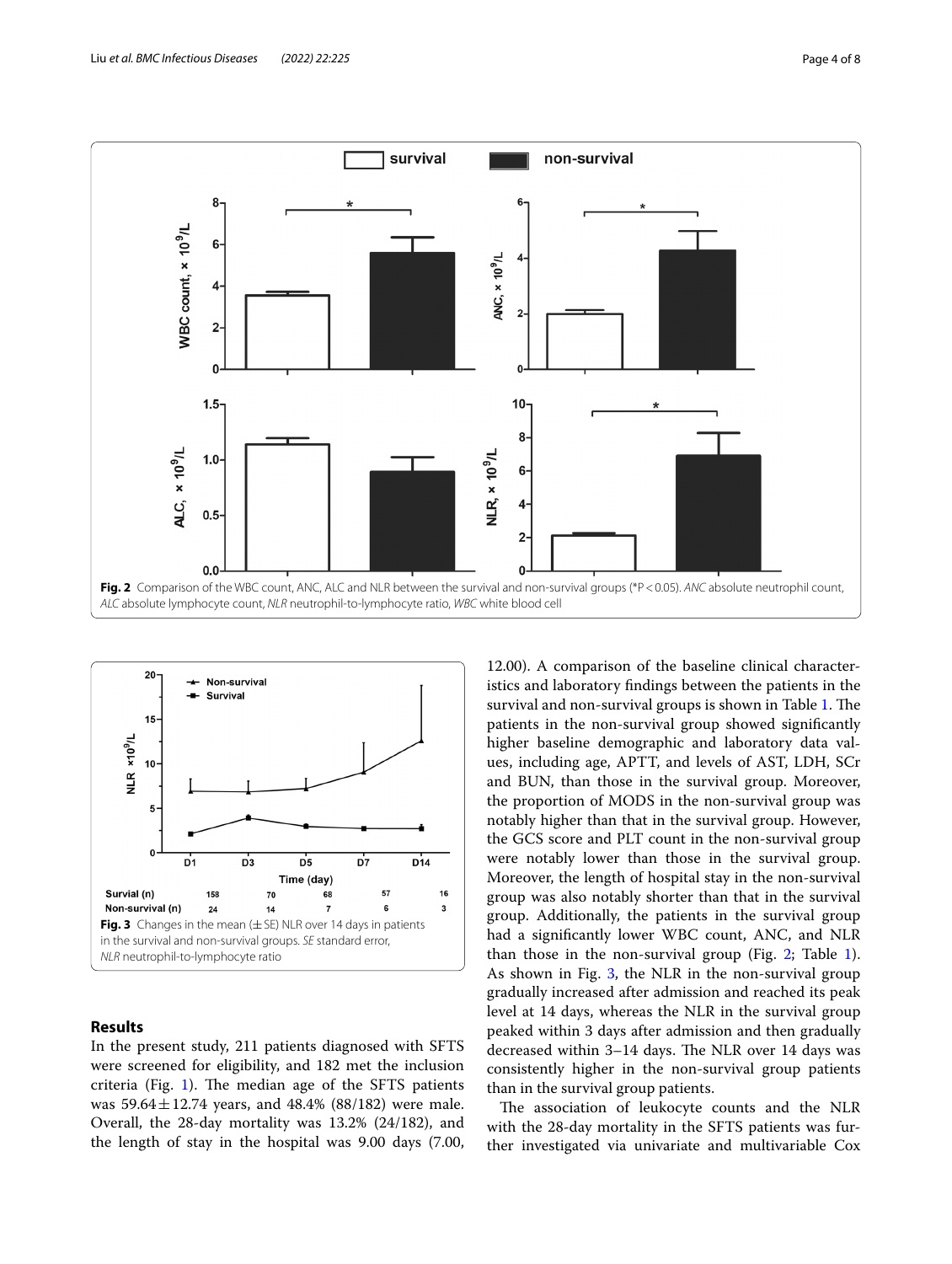**Fig. 2** Comparison of the WBC count, ANC, ALC and NLR between the survival and non-survival groups (*P < 0.05). *ANC* absolute neutrophil count, *ALC* absolute lymphocyte count, *NLR* neutrophil-to-lymphocyte ratio, *WBC* white blood cell

**Fig. 3** Changes in the mean (± SE) NLR over 14 days in patients in the survival and non-survival groups. *SE* standard error, *NLR* neutrophil-to-lymphocyte ratio

## Results

In the present study, 211 patients diagnosed with SFTS were screened for eligibility, and 182 met the inclusion criteria (Fig. 1). The median age of the SFTS patients was 59.64 ± 12.74 years, and 48.4% (88/182) were male. Overall, the 28-day mortality was 13.2% (24/182), and the length of stay in the hospital was 9.00 days (7.00, 12.00). A comparison of the baseline clinical characteristics and laboratory findings between the patients in the survival and non-survival groups is shown in Table 1. The patients in the non-survival group showed significantly higher baseline demographic and laboratory data values, including age, APTT, and levels of AST, LDH, SCr and BUN, than those in the survival group. Moreover, the proportion of MODS in the non-survival group was notably higher than that in the survival group. However, the GCS score and PLT count in the non-survival group were notably lower than those in the survival group. Moreover, the length of hospital stay in the non-survival group was also notably shorter than that in the survival group. Additionally, the patients in the survival group had a significantly lower WBC count, ANC, and NLR than those in the non-survival group (Fig. 2; Table 1). As shown in Fig. 3, the NLR in the non-survival group gradually increased after admission and reached its peak level at 14 days, whereas the NLR in the survival group peaked within 3 days after admission and then gradually decreased within 3–14 days. The NLR over 14 days was consistently higher in the non-survival group patients than in the survival group patients.

The association of leukocyte counts and the NLR with the 28-day mortality in the SFTS patients was further investigated via univariate and multivariable Cox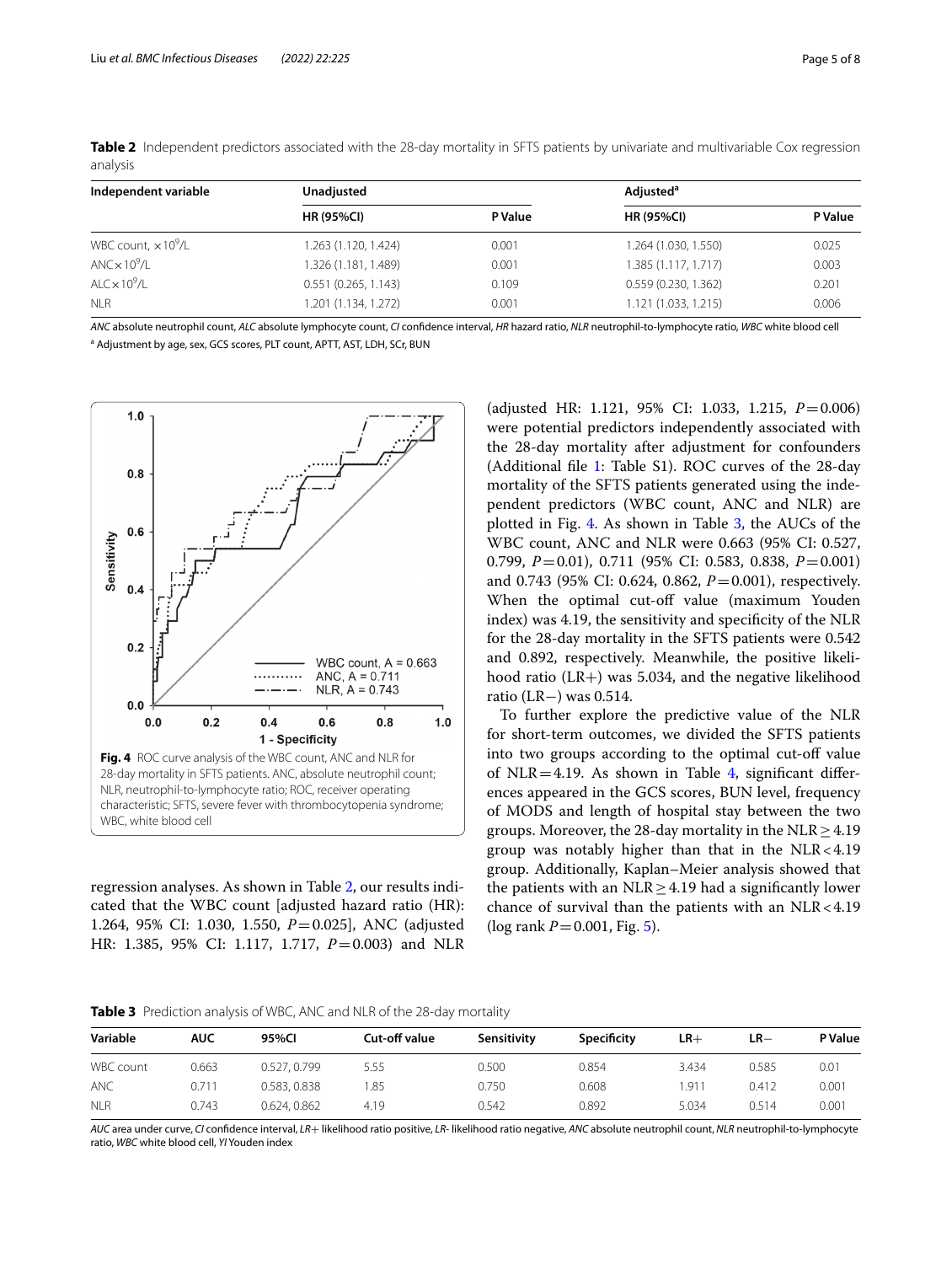**Table 2** Independent predictors associated with the 28-day mortality in SFTS patients by univariate and multivariable Cox regression analysis

| Independent variable | Unadjusted | | Adjusted[a] | |
|---|---|---|---|---|
| | HR (95%CI) | P Value | HR (95%CI) | P Value |
| WBC count, $\times 10^9$/L | 1.263 (1.120, 1.424) | 0.001 | 1.264 (1.030, 1.550) | 0.025 |
| ANC $\times 10^9$/L | 1.326 (1.181, 1.489) | 0.001 | 1.385 (1.117, 1.717) | 0.003 |
| ALC $\times 10^9$/L | 0.551 (0.265, 1.143) | 0.109 | 0.559 (0.230, 1.362) | 0.201 |
| NLR | 1.201 (1.134, 1.272) | 0.001 | 1.121 (1.033, 1.215) | 0.006 |

*ANC* absolute neutrophil count, *ALC* absolute lymphocyte count, *CI* confidence interval, *HR* hazard ratio, *NLR* neutrophil-to-lymphocyte ratio, *WBC* white blood cell

[a] Adjustment by age, sex, GCS scores, PLT count, APTT, AST, LDH, SCr, BUN

**Fig. 4** ROC curve analysis of the WBC count, ANC and NLR for 28-day mortality in SFTS patients. ANC, absolute neutrophil count; NLR, neutrophil-to-lymphocyte ratio; ROC, receiver operating characteristic; SFTS, severe fever with thrombocytopenia syndrome; WBC, white blood cell

regression analyses. As shown in Table 2, our results indicated that the WBC count [adjusted hazard ratio (HR): 1.264, 95% CI: 1.030, 1.550, $P = 0.025$], ANC (adjusted HR: 1.385, 95% CI: 1.117, 1.717, $P = 0.003$) and NLR (adjusted HR: 1.121, 95% CI: 1.033, 1.215, $P = 0.006$) were potential predictors independently associated with the 28-day mortality after adjustment for confounders (Additional file 1: Table S1). ROC curves of the 28-day mortality of the SFTS patients generated using the independent predictors (WBC count, ANC and NLR) are plotted in Fig. 4. As shown in Table 3, the AUCs of the WBC count, ANC and NLR were 0.663 (95% CI: 0.527, 0.799, $P = 0.01$), 0.711 (95% CI: 0.583, 0.838, $P = 0.001$) and 0.743 (95% CI: 0.624, 0.862, $P = 0.001$), respectively. When the optimal cut-off value (maximum Youden index) was 4.19, the sensitivity and specificity of the NLR for the 28-day mortality in the SFTS patients were 0.542 and 0.892, respectively. Meanwhile, the positive likelihood ratio (LR+) was 5.034, and the negative likelihood ratio (LR−) was 0.514.

To further explore the predictive value of the NLR for short-term outcomes, we divided the SFTS patients into two groups according to the optimal cut-off value of NLR = 4.19. As shown in Table 4, significant differences appeared in the GCS scores, BUN level, frequency of MODS and length of hospital stay between the two groups. Moreover, the 28-day mortality in the NLR ≥ 4.19 group was notably higher than that in the NLR < 4.19 group. Additionally, Kaplan–Meier analysis showed that the patients with an NLR ≥ 4.19 had a significantly lower chance of survival than the patients with an NLR < 4.19 (log rank $P = 0.001$, Fig. 5).

**Table 3** Prediction analysis of WBC, ANC and NLR of the 28-day mortality

| Variable | AUC | 95%CI | Cut-off value | Sensitivity | Specificity | LR+ | LR− | P Value |
|---|---|---|---|---|---|---|---|---|
| WBC count | 0.663 | 0.527, 0.799 | 5.55 | 0.500 | 0.854 | 3.434 | 0.585 | 0.01 |
| ANC | 0.711 | 0.583, 0.838 | 1.85 | 0.750 | 0.608 | 1.911 | 0.412 | 0.001 |
| NLR | 0.743 | 0.624, 0.862 | 4.19 | 0.542 | 0.892 | 5.034 | 0.514 | 0.001 |

*AUC* area under curve, *CI* confidence interval, *LR+* likelihood ratio positive, *LR-* likelihood ratio negative, *ANC* absolute neutrophil count, *NLR* neutrophil-to-lymphocyte ratio, *WBC* white blood cell, *YI* Youden index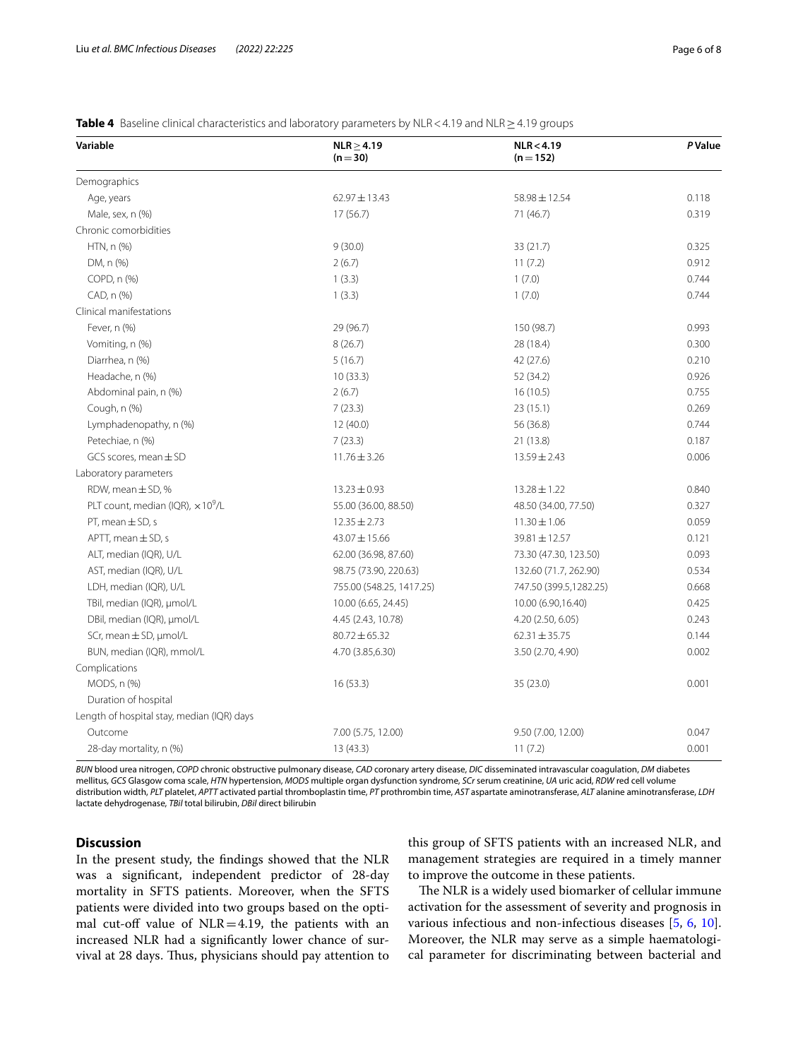**Table 4** Baseline clinical characteristics and laboratory parameters by NLR < 4.19 and NLR ≥ 4.19 groups

| Variable | NLR ≥ 4.19 (n = 30) | NLR < 4.19 (n = 152) | *P* Value |
|---|---|---|---|
| Demographics | | | |
| Age, years | 62.97 ± 13.43 | 58.98 ± 12.54 | 0.118 |
| Male, sex, n (%) | 17 (56.7) | 71 (46.7) | 0.319 |
| Chronic comorbidities | | | |
| HTN, n (%) | 9 (30.0) | 33 (21.7) | 0.325 |
| DM, n (%) | 2 (6.7) | 11 (7.2) | 0.912 |
| COPD, n (%) | 1 (3.3) | 1 (7.0) | 0.744 |
| CAD, n (%) | 1 (3.3) | 1 (7.0) | 0.744 |
| Clinical manifestations | | | |
| Fever, n (%) | 29 (96.7) | 150 (98.7) | 0.993 |
| Vomiting, n (%) | 8 (26.7) | 28 (18.4) | 0.300 |
| Diarrhea, n (%) | 5 (16.7) | 42 (27.6) | 0.210 |
| Headache, n (%) | 10 (33.3) | 52 (34.2) | 0.926 |
| Abdominal pain, n (%) | 2 (6.7) | 16 (10.5) | 0.755 |
| Cough, n (%) | 7 (23.3) | 23 (15.1) | 0.269 |
| Lymphadenopathy, n (%) | 12 (40.0) | 56 (36.8) | 0.744 |
| Petechiae, n (%) | 7 (23.3) | 21 (13.8) | 0.187 |
| GCS scores, mean ± SD | 11.76 ± 3.26 | 13.59 ± 2.43 | 0.006 |
| Laboratory parameters | | | |
| RDW, mean ± SD, % | 13.23 ± 0.93 | 13.28 ± 1.22 | 0.840 |
| PLT count, median (IQR), $\times 10^9$/L | 55.00 (36.00, 88.50) | 48.50 (34.00, 77.50) | 0.327 |
| PT, mean ± SD, s | 12.35 ± 2.73 | 11.30 ± 1.06 | 0.059 |
| APTT, mean ± SD, s | 43.07 ± 15.66 | 39.81 ± 12.57 | 0.121 |
| ALT, median (IQR), U/L | 62.00 (36.98, 87.60) | 73.30 (47.30, 123.50) | 0.093 |
| AST, median (IQR), U/L | 98.75 (73.90, 220.63) | 132.60 (71.7, 262.90) | 0.534 |
| LDH, median (IQR), U/L | 755.00 (548.25, 1417.25) | 747.50 (399.5,1282.25) | 0.668 |
| TBil, median (IQR), μmol/L | 10.00 (6.65, 24.45) | 10.00 (6.90,16.40) | 0.425 |
| DBil, median (IQR), μmol/L | 4.45 (2.43, 10.78) | 4.20 (2.50, 6.05) | 0.243 |
| SCr, mean ± SD, μmol/L | 80.72 ± 65.32 | 62.31 ± 35.75 | 0.144 |
| BUN, median (IQR), mmol/L | 4.70 (3.85,6.30) | 3.50 (2.70, 4.90) | 0.002 |
| Complications | | | |
| MODS, n (%) | 16 (53.3) | 35 (23.0) | 0.001 |
| Duration of hospital | | | |
| Length of hospital stay, median (IQR) days | | | |
| Outcome | 7.00 (5.75, 12.00) | 9.50 (7.00, 12.00) | 0.047 |
| 28-day mortality, n (%) | 13 (43.3) | 11 (7.2) | 0.001 |

*BUN* blood urea nitrogen, *COPD* chronic obstructive pulmonary disease, *CAD* coronary artery disease, *DIC* disseminated intravascular coagulation, *DM* diabetes mellitus, *GCS* Glasgow coma scale, *HTN* hypertension, *MODS* multiple organ dysfunction syndrome, *SCr* serum creatinine, *UA* uric acid, *RDW* red cell volume distribution width, *PLT* platelet, *APTT* activated partial thromboplastin time, *PT* prothrombin time, *AST* aspartate aminotransferase, *ALT* alanine aminotransferase, *LDH* lactate dehydrogenase, *TBil* total bilirubin, *DBil* direct bilirubin

## Discussion

In the present study, the findings showed that the NLR was a significant, independent predictor of 28-day mortality in SFTS patients. Moreover, when the SFTS patients were divided into two groups based on the optimal cut-off value of NLR = 4.19, the patients with an increased NLR had a significantly lower chance of survival at 28 days. Thus, physicians should pay attention to this group of SFTS patients with an increased NLR, and management strategies are required in a timely manner to improve the outcome in these patients.

The NLR is a widely used biomarker of cellular immune activation for the assessment of severity and prognosis in various infectious and non-infectious diseases [5, 6, 10]. Moreover, the NLR may serve as a simple haematological parameter for discriminating between bacterial and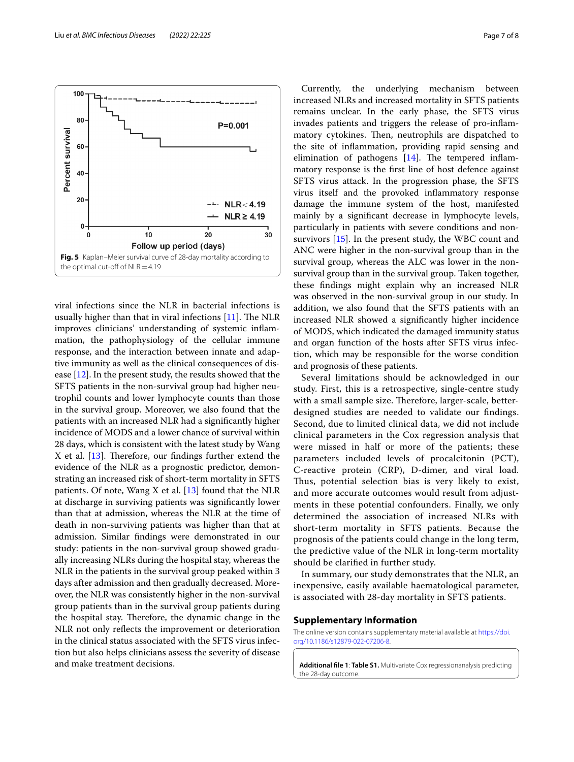Fig. 5 Kaplan–Meier survival curve of 28-day mortality according to the optimal cut-off of NLR = 4.19

viral infections since the NLR in bacterial infections is usually higher than that in viral infections [11]. The NLR improves clinicians' understanding of systemic inflammation, the pathophysiology of the cellular immune response, and the interaction between innate and adaptive immunity as well as the clinical consequences of disease [12]. In the present study, the results showed that the SFTS patients in the non-survival group had higher neutrophil counts and lower lymphocyte counts than those in the survival group. Moreover, we also found that the patients with an increased NLR had a significantly higher incidence of MODS and a lower chance of survival within 28 days, which is consistent with the latest study by Wang X et al. [13]. Therefore, our findings further extend the evidence of the NLR as a prognostic predictor, demonstrating an increased risk of short-term mortality in SFTS patients. Of note, Wang X et al. [13] found that the NLR at discharge in surviving patients was significantly lower than that at admission, whereas the NLR at the time of death in non-surviving patients was higher than that at admission. Similar findings were demonstrated in our study: patients in the non-survival group showed gradually increasing NLRs during the hospital stay, whereas the NLR in the patients in the survival group peaked within 3 days after admission and then gradually decreased. Moreover, the NLR was consistently higher in the non-survival group patients than in the survival group patients during the hospital stay. Therefore, the dynamic change in the NLR not only reflects the improvement or deterioration in the clinical status associated with the SFTS virus infection but also helps clinicians assess the severity of disease and make treatment decisions.

Currently, the underlying mechanism between increased NLRs and increased mortality in SFTS patients remains unclear. In the early phase, the SFTS virus invades patients and triggers the release of pro-inflammatory cytokines. Then, neutrophils are dispatched to the site of inflammation, providing rapid sensing and elimination of pathogens [14]. The tempered inflammatory response is the first line of host defence against SFTS virus attack. In the progression phase, the SFTS virus itself and the provoked inflammatory response damage the immune system of the host, manifested mainly by a significant decrease in lymphocyte levels, particularly in patients with severe conditions and non-survivors [15]. In the present study, the WBC count and ANC were higher in the non-survival group than in the survival group, whereas the ALC was lower in the non-survival group than in the survival group. Taken together, these findings might explain why an increased NLR was observed in the non-survival group in our study. In addition, we also found that the SFTS patients with an increased NLR showed a significantly higher incidence of MODS, which indicated the damaged immunity status and organ function of the hosts after SFTS virus infection, which may be responsible for the worse condition and prognosis of these patients.

Several limitations should be acknowledged in our study. First, this is a retrospective, single-centre study with a small sample size. Therefore, larger-scale, better-designed studies are needed to validate our findings. Second, due to limited clinical data, we did not include clinical parameters in the Cox regression analysis that were missed in half or more of the patients; these parameters included levels of procalcitonin (PCT), C-reactive protein (CRP), D-dimer, and viral load. Thus, potential selection bias is very likely to exist, and more accurate outcomes would result from adjustments in these potential confounders. Finally, we only determined the association of increased NLRs with short-term mortality in SFTS patients. Because the prognosis of the patients could change in the long term, the predictive value of the NLR in long-term mortality should be clarified in further study.

In summary, our study demonstrates that the NLR, an inexpensive, easily available haematological parameter, is associated with 28-day mortality in SFTS patients.

## Supplementary Information

The online version contains supplementary material available at https://doi.org/10.1186/s12879-022-07206-8.

**Additional file 1**: **Table S1.** Multivariate Cox regressionanalysis predicting the 28-day outcome.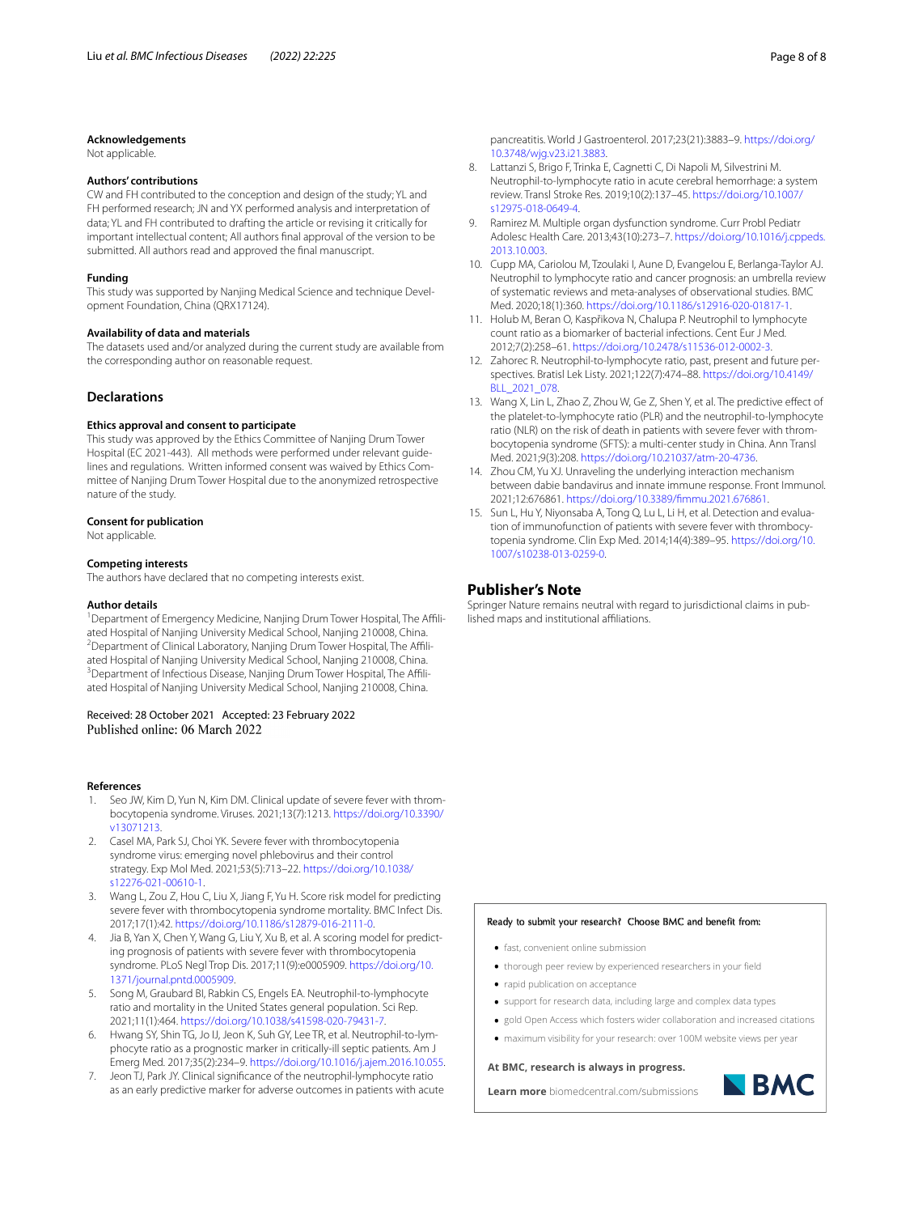#### Acknowledgements

Not applicable.

#### Authors' contributions

CW and FH contributed to the conception and design of the study; YL and FH performed research; JN and YX performed analysis and interpretation of data; YL and FH contributed to drafting the article or revising it critically for important intellectual content; All authors final approval of the version to be submitted. All authors read and approved the final manuscript.

#### Funding

This study was supported by Nanjing Medical Science and technique Development Foundation, China (QRX17124).

#### Availability of data and materials

The datasets used and/or analyzed during the current study are available from the corresponding author on reasonable request.

## Declarations

#### Ethics approval and consent to participate

This study was approved by the Ethics Committee of Nanjing Drum Tower Hospital (EC 2021-443). All methods were performed under relevant guidelines and regulations. Written informed consent was waived by Ethics Committee of Nanjing Drum Tower Hospital due to the anonymized retrospective nature of the study.

#### Consent for publication

Not applicable.

#### Competing interests

The authors have declared that no competing interests exist.

#### Author details

[1]Department of Emergency Medicine, Nanjing Drum Tower Hospital, The Affiliated Hospital of Nanjing University Medical School, Nanjing 210008, China. [2]Department of Clinical Laboratory, Nanjing Drum Tower Hospital, The Affiliated Hospital of Nanjing University Medical School, Nanjing 210008, China. [3]Department of Infectious Disease, Nanjing Drum Tower Hospital, The Affiliated Hospital of Nanjing University Medical School, Nanjing 210008, China.

Received: 28 October 2021 Accepted: 23 February 2022
Published online: 06 March 2022

#### References

1. Seo JW, Kim D, Yun N, Kim DM. Clinical update of severe fever with thrombocytopenia syndrome. Viruses. 2021;13(7):1213. https://doi.org/10.3390/v13071213.
2. Casel MA, Park SJ, Choi YK. Severe fever with thrombocytopenia syndrome virus: emerging novel phlebovirus and their control strategy. Exp Mol Med. 2021;53(5):713–22. https://doi.org/10.1038/s12276-021-00610-1.
3. Wang L, Zou Z, Hou C, Liu X, Jiang F, Yu H. Score risk model for predicting severe fever with thrombocytopenia syndrome mortality. BMC Infect Dis. 2017;17(1):42. https://doi.org/10.1186/s12879-016-2111-0.
4. Jia B, Yan X, Chen Y, Wang G, Liu Y, Xu B, et al. A scoring model for predicting prognosis of patients with severe fever with thrombocytopenia syndrome. PLoS Negl Trop Dis. 2017;11(9):e0005909. https://doi.org/10.1371/journal.pntd.0005909.
5. Song M, Graubard BI, Rabkin CS, Engels EA. Neutrophil-to-lymphocyte ratio and mortality in the United States general population. Sci Rep. 2021;11(1):464. https://doi.org/10.1038/s41598-020-79431-7.
6. Hwang SY, Shin TG, Jo IJ, Jeon K, Suh GY, Lee TR, et al. Neutrophil-to-lymphocyte ratio as a prognostic marker in critically-ill septic patients. Am J Emerg Med. 2017;35(2):234–9. https://doi.org/10.1016/j.ajem.2016.10.055.
7. Jeon TJ, Park JY. Clinical significance of the neutrophil-lymphocyte ratio as an early predictive marker for adverse outcomes in patients with acute pancreatitis. World J Gastroenterol. 2017;23(21):3883–9. https://doi.org/10.3748/wjg.v23.i21.3883.
8. Lattanzi S, Brigo F, Trinka E, Cagnetti C, Di Napoli M, Silvestrini M. Neutrophil-to-lymphocyte ratio in acute cerebral hemorrhage: a system review. Transl Stroke Res. 2019;10(2):137–45. https://doi.org/10.1007/s12975-018-0649-4.
9. Ramirez M. Multiple organ dysfunction syndrome. Curr Probl Pediatr Adolesc Health Care. 2013;43(10):273–7. https://doi.org/10.1016/j.cppeds.2013.10.003.
10. Cupp MA, Cariolou M, Tzoulaki I, Aune D, Evangelou E, Berlanga-Taylor AJ. Neutrophil to lymphocyte ratio and cancer prognosis: an umbrella review of systematic reviews and meta-analyses of observational studies. BMC Med. 2020;18(1):360. https://doi.org/10.1186/s12916-020-01817-1.
11. Holub M, Beran O, Kasprikova N, Chalupa P. Neutrophil to lymphocyte count ratio as a biomarker of bacterial infections. Cent Eur J Med. 2012;7(2):258–61. https://doi.org/10.2478/s11536-012-0002-3.
12. Zahorec R. Neutrophil-to-lymphocyte ratio, past, present and future perspectives. Bratisl Lek Listy. 2021;122(7):474–88. https://doi.org/10.4149/BLL_2021_078.
13. Wang X, Lin L, Zhao Z, Zhou W, Ge Z, Shen Y, et al. The predictive effect of the platelet-to-lymphocyte ratio (PLR) and the neutrophil-to-lymphocyte ratio (NLR) on the risk of death in patients with severe fever with thrombocytopenia syndrome (SFTS): a multi-center study in China. Ann Transl Med. 2021;9(3):208. https://doi.org/10.21037/atm-20-4736.
14. Zhou CM, Yu XJ. Unraveling the underlying interaction mechanism between dabie bandavirus and innate immune response. Front Immunol. 2021;12:676861. https://doi.org/10.3389/fimmu.2021.676861.
15. Sun L, Hu Y, Niyonsaba A, Tong Q, Lu L, Li H, et al. Detection and evaluation of immunofunction of patients with severe fever with thrombocytopenia syndrome. Clin Exp Med. 2014;14(4):389–95. https://doi.org/10.1007/s10238-013-0259-0.

## Publisher's Note

Springer Nature remains neutral with regard to jurisdictional claims in published maps and institutional affiliations.

Ready to submit your research? Choose BMC and benefit from:

- fast, convenient online submission
- thorough peer review by experienced researchers in your field
- rapid publication on acceptance
- support for research data, including large and complex data types
- gold Open Access which fosters wider collaboration and increased citations
- maximum visibility for your research: over 100M website views per year

**At BMC, research is always in progress.**

**Learn more** biomedcentral.com/submissions

BMC